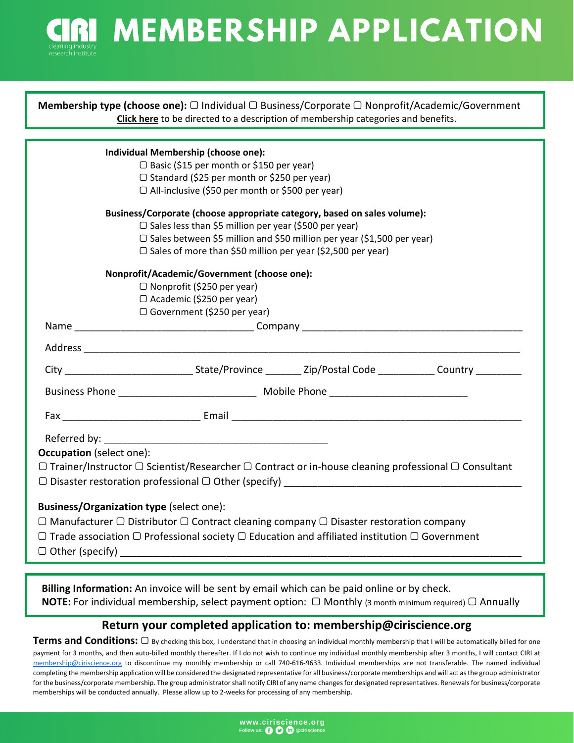# CIRI MEMBERSHIP APPLICATION

cleaning industry research institute

**Membership type (choose one):** ☐ Individual ☐ Business/Corporate ☐ Nonprofit/Academic/Government

**Click here** to be directed to a description of membership categories and benefits.

**Individual Membership (choose one):**

☐ Basic ($15 per month or $150 per year)
☐ Standard ($25 per month or $250 per year)
☐ All-inclusive ($50 per month or $500 per year)

**Business/Corporate (choose appropriate category, based on sales volume):**

☐ Sales less than $5 million per year ($500 per year)
☐ Sales between $5 million and $50 million per year ($1,500 per year)
☐ Sales of more than $50 million per year ($2,500 per year)

**Nonprofit/Academic/Government (choose one):**

☐ Nonprofit ($250 per year)
☐ Academic ($250 per year)
☐ Government ($250 per year)

Name ________________________________ Company ________________________________________

Address ____________________________________________________________________________

City ______________________ State/Province _______ Zip/Postal Code __________ Country ________

Business Phone ________________________ Mobile Phone ________________________

Fax ________________________ Email ____________________________________________________

Referred by: ________________________________________

**Occupation** (select one):

☐ Trainer/Instructor ☐ Scientist/Researcher ☐ Contract or in-house cleaning professional ☐ Consultant
☐ Disaster restoration professional ☐ Other (specify) ________________________________________

**Business/Organization type** (select one):

☐ Manufacturer ☐ Distributor ☐ Contract cleaning company ☐ Disaster restoration company
☐ Trade association ☐ Professional society ☐ Education and affiliated institution ☐ Government
☐ Other (specify) ____________________________________________________________________

**Billing Information:** An invoice will be sent by email which can be paid online or by check.

**NOTE:** For individual membership, select payment option: ☐ Monthly (3 month minimum required) ☐ Annually

## Return your completed application to: membership@ciriscience.org

**Terms and Conditions:** ☐ By checking this box, I understand that in choosing an individual monthly membership that I will be automatically billed for one payment for 3 months, and then auto-billed monthly thereafter. If I do not wish to continue my individual monthly membership after 3 months, I will contact CIRI at membership@ciriscience.org to discontinue my monthly membership or call 740-616-9633. Individual memberships are not transferable. The named individual completing the membership application will be considered the designated representative for all business/corporate memberships and will act as the group administrator for the business/corporate membership. The group administrator shall notify CIRI of any name changes for designated representatives. Renewals for business/corporate memberships will be conducted annually. Please allow up to 2-weeks for processing of any membership.

www.ciriscience.org
Follow us: @ciriscience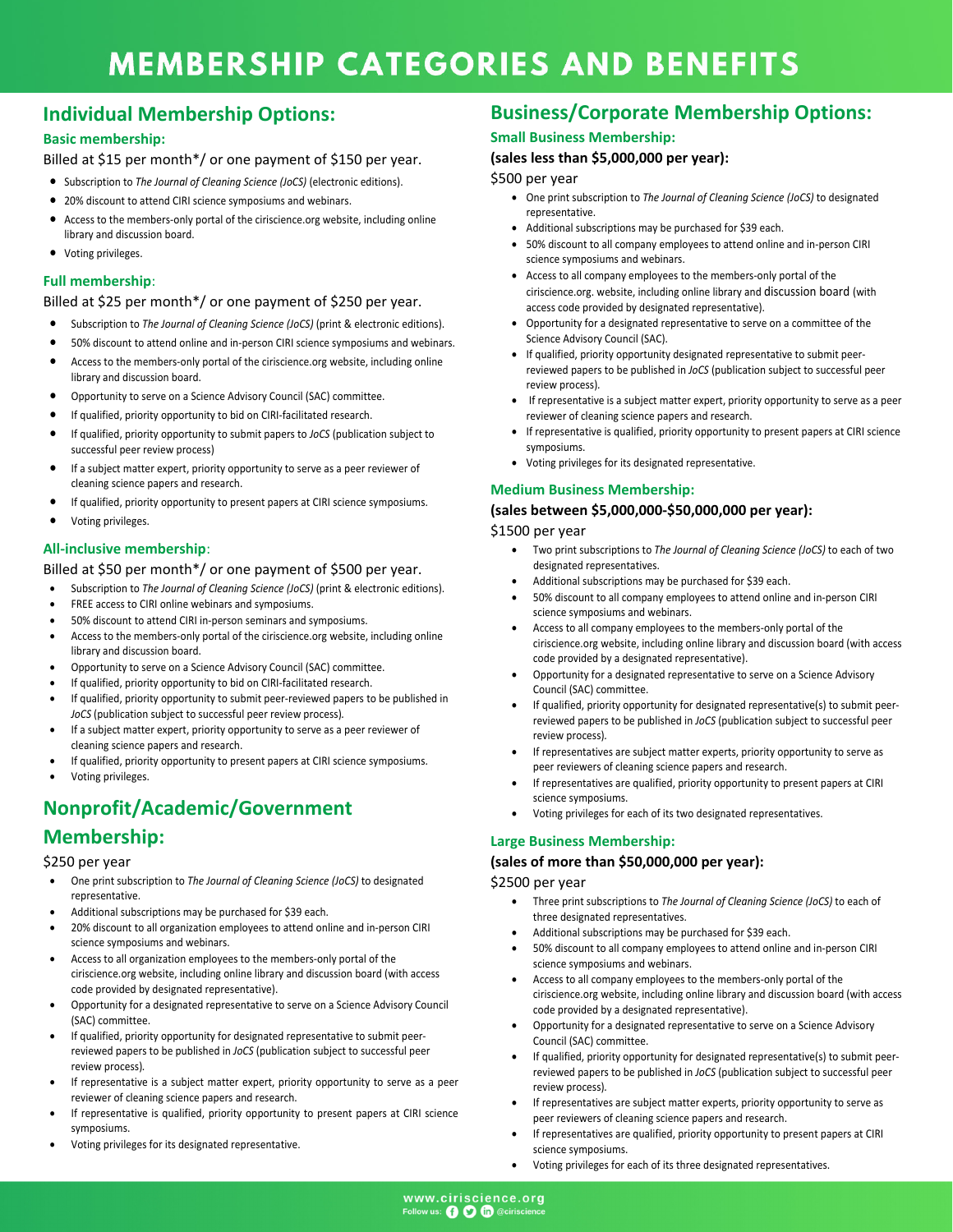# MEMBERSHIP CATEGORIES AND BENEFITS

## Individual Membership Options:

### Basic membership:

Billed at $15 per month*/ or one payment of $150 per year.

- Subscription to *The Journal of Cleaning Science (JoCS)* (electronic editions).
- 20% discount to attend CIRI science symposiums and webinars.
- Access to the members-only portal of the ciriscience.org website, including online library and discussion board.
- Voting privileges.

### Full membership:

Billed at $25 per month*/ or one payment of $250 per year.

- Subscription to *The Journal of Cleaning Science (JoCS)* (print & electronic editions).
- 50% discount to attend online and in-person CIRI science symposiums and webinars.
- Access to the members-only portal of the ciriscience.org website, including online library and discussion board.
- Opportunity to serve on a Science Advisory Council (SAC) committee.
- If qualified, priority opportunity to bid on CIRI-facilitated research.
- If qualified, priority opportunity to submit papers to *JoCS* (publication subject to successful peer review process)
- If a subject matter expert, priority opportunity to serve as a peer reviewer of cleaning science papers and research.
- If qualified, priority opportunity to present papers at CIRI science symposiums.
- Voting privileges.

### All-inclusive membership:

Billed at $50 per month*/ or one payment of $500 per year.

- Subscription to *The Journal of Cleaning Science (JoCS)* (print & electronic editions).
- FREE access to CIRI online webinars and symposiums.
- 50% discount to attend CIRI in-person seminars and symposiums.
- Access to the members-only portal of the ciriscience.org website, including online library and discussion board.
- Opportunity to serve on a Science Advisory Council (SAC) committee.
- If qualified, priority opportunity to bid on CIRI-facilitated research.
- If qualified, priority opportunity to submit peer-reviewed papers to be published in *JoCS* (publication subject to successful peer review process).
- If a subject matter expert, priority opportunity to serve as a peer reviewer of cleaning science papers and research.
- If qualified, priority opportunity to present papers at CIRI science symposiums.
- Voting privileges.

## Nonprofit/Academic/Government Membership:

$250 per year

- One print subscription to *The Journal of Cleaning Science (JoCS)* to designated representative.
- Additional subscriptions may be purchased for $39 each.
- 20% discount to all organization employees to attend online and in-person CIRI science symposiums and webinars.
- Access to all organization employees to the members-only portal of the ciriscience.org website, including online library and discussion board (with access code provided by designated representative).
- Opportunity for a designated representative to serve on a Science Advisory Council (SAC) committee.
- If qualified, priority opportunity for designated representative to submit peer-reviewed papers to be published in *JoCS* (publication subject to successful peer review process).
- If representative is a subject matter expert, priority opportunity to serve as a peer reviewer of cleaning science papers and research.
- If representative is qualified, priority opportunity to present papers at CIRI science symposiums.
- Voting privileges for its designated representative.

## Business/Corporate Membership Options:

### Small Business Membership:

**(sales less than $5,000,000 per year):**

$500 per year

- One print subscription to *The Journal of Cleaning Science (JoCS)* to designated representative.
- Additional subscriptions may be purchased for $39 each.
- 50% discount to all company employees to attend online and in-person CIRI science symposiums and webinars.
- Access to all company employees to the members-only portal of the ciriscience.org. website, including online library and discussion board (with access code provided by designated representative).
- Opportunity for a designated representative to serve on a committee of the Science Advisory Council (SAC).
- If qualified, priority opportunity designated representative to submit peer-reviewed papers to be published in *JoCS* (publication subject to successful peer review process).
- If representative is a subject matter expert, priority opportunity to serve as a peer reviewer of cleaning science papers and research.
- If representative is qualified, priority opportunity to present papers at CIRI science symposiums.
- Voting privileges for its designated representative.

### Medium Business Membership:

**(sales between $5,000,000-$50,000,000 per year):**

$1500 per year

- Two print subscriptions to *The Journal of Cleaning Science (JoCS)* to each of two designated representatives.
- Additional subscriptions may be purchased for $39 each.
- 50% discount to all company employees to attend online and in-person CIRI science symposiums and webinars.
- Access to all company employees to the members-only portal of the ciriscience.org website, including online library and discussion board (with access code provided by a designated representative).
- Opportunity for a designated representative to serve on a Science Advisory Council (SAC) committee.
- If qualified, priority opportunity for designated representative(s) to submit peer-reviewed papers to be published in *JoCS* (publication subject to successful peer review process).
- If representatives are subject matter experts, priority opportunity to serve as peer reviewers of cleaning science papers and research.
- If representatives are qualified, priority opportunity to present papers at CIRI science symposiums.
- Voting privileges for each of its two designated representatives.

### Large Business Membership:

**(sales of more than $50,000,000 per year):**

$2500 per year

- Three print subscriptions to *The Journal of Cleaning Science (JoCS)* to each of three designated representatives.
- Additional subscriptions may be purchased for $39 each.
- 50% discount to all company employees to attend online and in-person CIRI science symposiums and webinars.
- Access to all company employees to the members-only portal of the ciriscience.org website, including online library and discussion board (with access code provided by a designated representative).
- Opportunity for a designated representative to serve on a Science Advisory Council (SAC) committee.
- If qualified, priority opportunity for designated representative(s) to submit peer-reviewed papers to be published in *JoCS* (publication subject to successful peer review process).
- If representatives are subject matter experts, priority opportunity to serve as peer reviewers of cleaning science papers and research.
- If representatives are qualified, priority opportunity to present papers at CIRI science symposiums.
- Voting privileges for each of its three designated representatives.

www.ciriscience.org

Follow us: @ciriscience